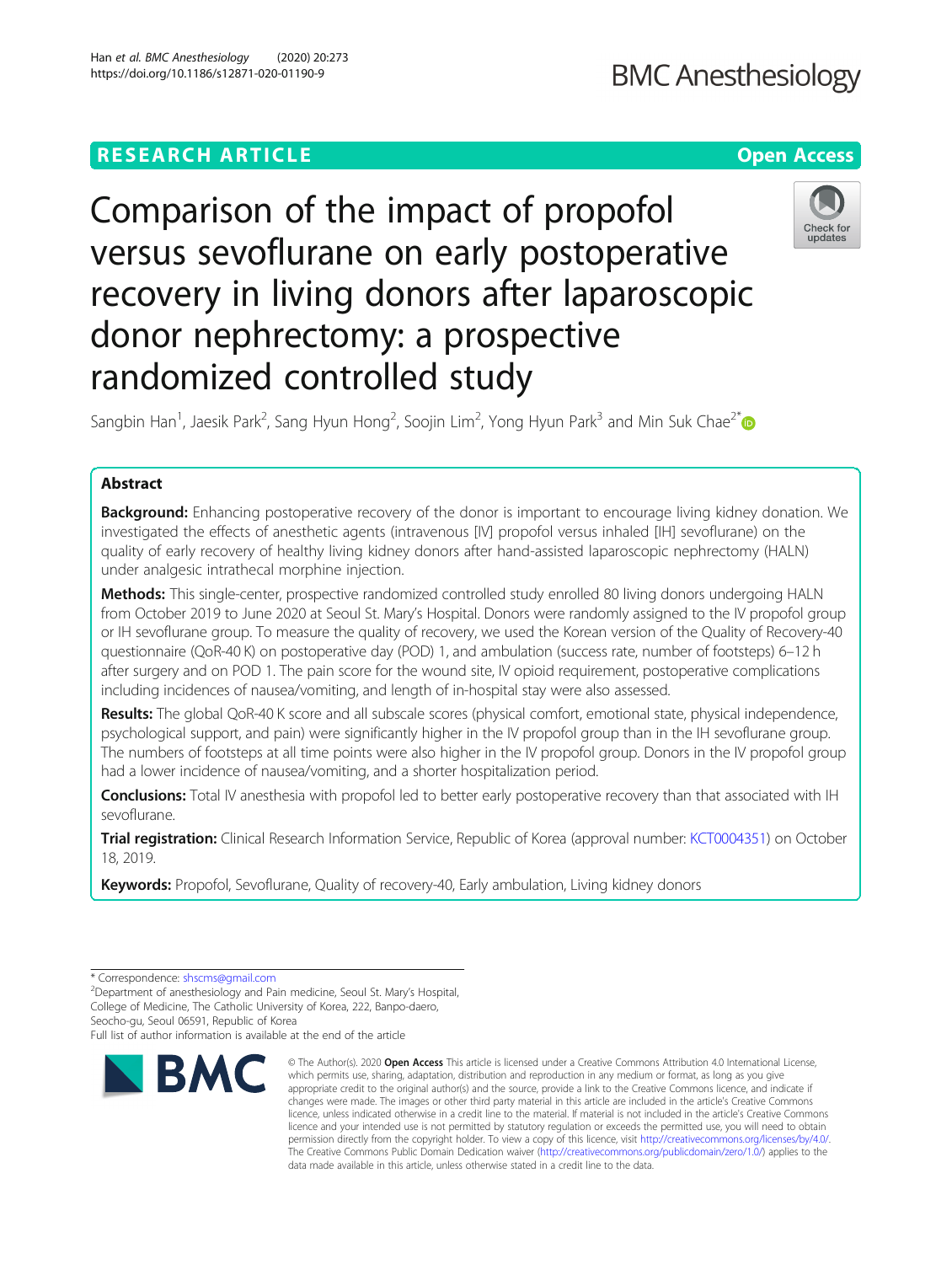RESEARCH ARTICLE Open Access

# Comparison of the impact of propofol versus sevoflurane on early postoperative recovery in living donors after laparoscopic donor nephrectomy: a prospective randomized controlled study

Sangbin Han[1], Jaesik Park[2], Sang Hyun Hong[2], Soojin Lim[2], Yong Hyun Park[3] and Min Suk Chae[2*]

## Abstract

**Background:** Enhancing postoperative recovery of the donor is important to encourage living kidney donation. We investigated the effects of anesthetic agents (intravenous [IV] propofol versus inhaled [IH] sevoflurane) on the quality of early recovery of healthy living kidney donors after hand-assisted laparoscopic nephrectomy (HALN) under analgesic intrathecal morphine injection.

**Methods:** This single-center, prospective randomized controlled study enrolled 80 living donors undergoing HALN from October 2019 to June 2020 at Seoul St. Mary's Hospital. Donors were randomly assigned to the IV propofol group or IH sevoflurane group. To measure the quality of recovery, we used the Korean version of the Quality of Recovery-40 questionnaire (QoR-40 K) on postoperative day (POD) 1, and ambulation (success rate, number of footsteps) 6–12 h after surgery and on POD 1. The pain score for the wound site, IV opioid requirement, postoperative complications including incidences of nausea/vomiting, and length of in-hospital stay were also assessed.

**Results:** The global QoR-40 K score and all subscale scores (physical comfort, emotional state, physical independence, psychological support, and pain) were significantly higher in the IV propofol group than in the IH sevoflurane group. The numbers of footsteps at all time points were also higher in the IV propofol group. Donors in the IV propofol group had a lower incidence of nausea/vomiting, and a shorter hospitalization period.

**Conclusions:** Total IV anesthesia with propofol led to better early postoperative recovery than that associated with IH sevoflurane.

**Trial registration:** Clinical Research Information Service, Republic of Korea (approval number: KCT0004351) on October 18, 2019.

**Keywords:** Propofol, Sevoflurane, Quality of recovery-40, Early ambulation, Living kidney donors

---

\* Correspondence: shscms@gmail.com
[2]Department of anesthesiology and Pain medicine, Seoul St. Mary's Hospital, College of Medicine, The Catholic University of Korea, 222, Banpo-daero, Seocho-gu, Seoul 06591, Republic of Korea
Full list of author information is available at the end of the article

© The Author(s). 2020 **Open Access** This article is licensed under a Creative Commons Attribution 4.0 International License, which permits use, sharing, adaptation, distribution and reproduction in any medium or format, as long as you give appropriate credit to the original author(s) and the source, provide a link to the Creative Commons licence, and indicate if changes were made. The images or other third party material in this article are included in the article's Creative Commons licence, unless indicated otherwise in a credit line to the material. If material is not included in the article's Creative Commons licence and your intended use is not permitted by statutory regulation or exceeds the permitted use, you will need to obtain permission directly from the copyright holder. To view a copy of this licence, visit http://creativecommons.org/licenses/by/4.0/. The Creative Commons Public Domain Dedication waiver (http://creativecommons.org/publicdomain/zero/1.0/) applies to the data made available in this article, unless otherwise stated in a credit line to the data.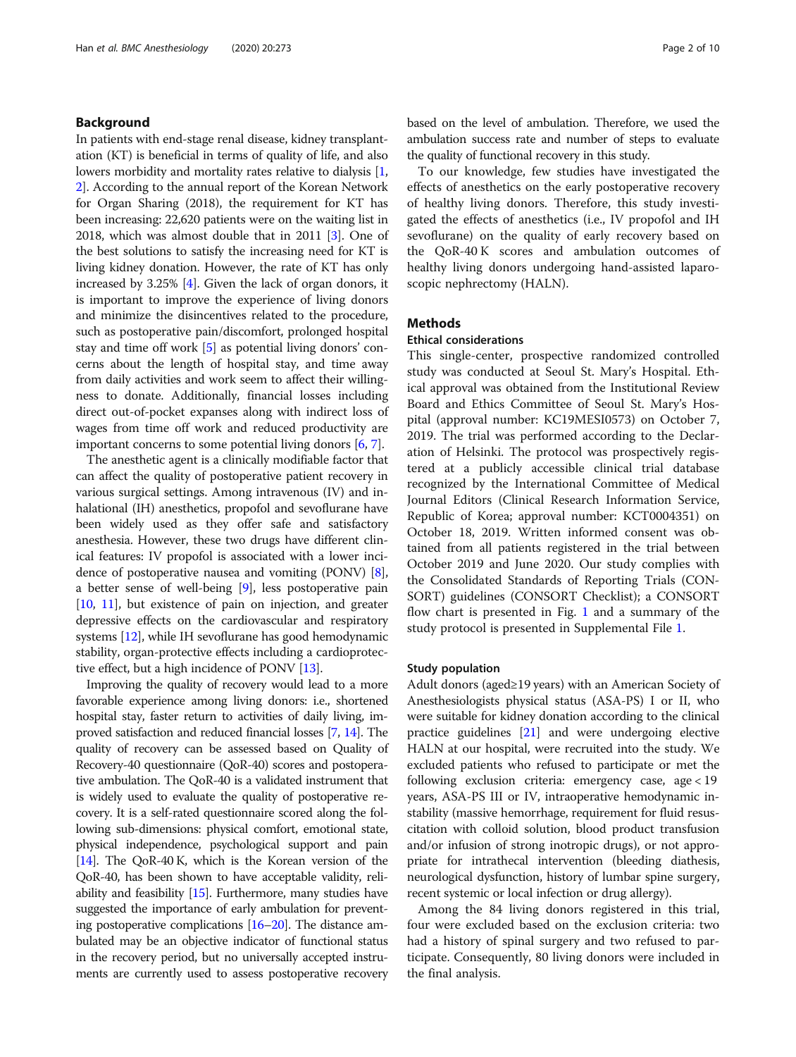## Background

In patients with end-stage renal disease, kidney transplantation (KT) is beneficial in terms of quality of life, and also lowers morbidity and mortality rates relative to dialysis [1, 2]. According to the annual report of the Korean Network for Organ Sharing (2018), the requirement for KT has been increasing: 22,620 patients were on the waiting list in 2018, which was almost double that in 2011 [3]. One of the best solutions to satisfy the increasing need for KT is living kidney donation. However, the rate of KT has only increased by 3.25% [4]. Given the lack of organ donors, it is important to improve the experience of living donors and minimize the disincentives related to the procedure, such as postoperative pain/discomfort, prolonged hospital stay and time off work [5] as potential living donors' concerns about the length of hospital stay, and time away from daily activities and work seem to affect their willingness to donate. Additionally, financial losses including direct out-of-pocket expanses along with indirect loss of wages from time off work and reduced productivity are important concerns to some potential living donors [6, 7].

The anesthetic agent is a clinically modifiable factor that can affect the quality of postoperative patient recovery in various surgical settings. Among intravenous (IV) and inhalational (IH) anesthetics, propofol and sevoflurane have been widely used as they offer safe and satisfactory anesthesia. However, these two drugs have different clinical features: IV propofol is associated with a lower incidence of postoperative nausea and vomiting (PONV) [8], a better sense of well-being [9], less postoperative pain [10, 11], but existence of pain on injection, and greater depressive effects on the cardiovascular and respiratory systems [12], while IH sevoflurane has good hemodynamic stability, organ-protective effects including a cardioprotective effect, but a high incidence of PONV [13].

Improving the quality of recovery would lead to a more favorable experience among living donors: i.e., shortened hospital stay, faster return to activities of daily living, improved satisfaction and reduced financial losses [7, 14]. The quality of recovery can be assessed based on Quality of Recovery-40 questionnaire (QoR-40) scores and postoperative ambulation. The QoR-40 is a validated instrument that is widely used to evaluate the quality of postoperative recovery. It is a self-rated questionnaire scored along the following sub-dimensions: physical comfort, emotional state, physical independence, psychological support and pain [14]. The QoR-40 K, which is the Korean version of the QoR-40, has been shown to have acceptable validity, reliability and feasibility [15]. Furthermore, many studies have suggested the importance of early ambulation for preventing postoperative complications [16–20]. The distance ambulated may be an objective indicator of functional status in the recovery period, but no universally accepted instruments are currently used to assess postoperative recovery based on the level of ambulation. Therefore, we used the ambulation success rate and number of steps to evaluate the quality of functional recovery in this study.

To our knowledge, few studies have investigated the effects of anesthetics on the early postoperative recovery of healthy living donors. Therefore, this study investigated the effects of anesthetics (i.e., IV propofol and IH sevoflurane) on the quality of early recovery based on the QoR-40 K scores and ambulation outcomes of healthy living donors undergoing hand-assisted laparoscopic nephrectomy (HALN).

## Methods

### Ethical considerations

This single-center, prospective randomized controlled study was conducted at Seoul St. Mary's Hospital. Ethical approval was obtained from the Institutional Review Board and Ethics Committee of Seoul St. Mary's Hospital (approval number: KC19MESI0573) on October 7, 2019. The trial was performed according to the Declaration of Helsinki. The protocol was prospectively registered at a publicly accessible clinical trial database recognized by the International Committee of Medical Journal Editors (Clinical Research Information Service, Republic of Korea; approval number: KCT0004351) on October 18, 2019. Written informed consent was obtained from all patients registered in the trial between October 2019 and June 2020. Our study complies with the Consolidated Standards of Reporting Trials (CONSORT) guidelines (CONSORT Checklist); a CONSORT flow chart is presented in Fig. 1 and a summary of the study protocol is presented in Supplemental File 1.

### Study population

Adult donors (aged≥19 years) with an American Society of Anesthesiologists physical status (ASA-PS) I or II, who were suitable for kidney donation according to the clinical practice guidelines [21] and were undergoing elective HALN at our hospital, were recruited into the study. We excluded patients who refused to participate or met the following exclusion criteria: emergency case, age < 19 years, ASA-PS III or IV, intraoperative hemodynamic instability (massive hemorrhage, requirement for fluid resuscitation with colloid solution, blood product transfusion and/or infusion of strong inotropic drugs), or not appropriate for intrathecal intervention (bleeding diathesis, neurological dysfunction, history of lumbar spine surgery, recent systemic or local infection or drug allergy).

Among the 84 living donors registered in this trial, four were excluded based on the exclusion criteria: two had a history of spinal surgery and two refused to participate. Consequently, 80 living donors were included in the final analysis.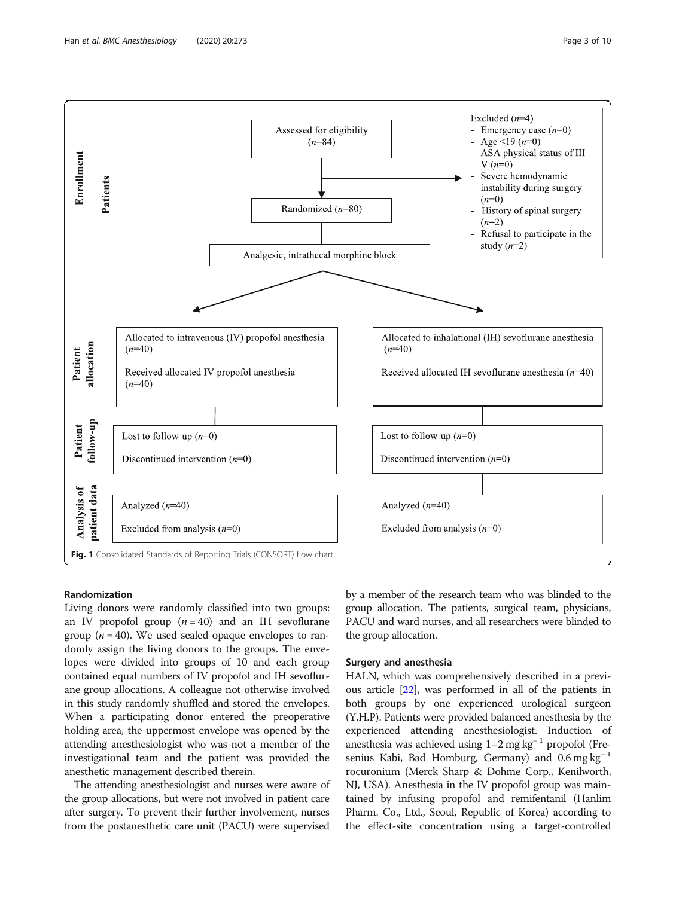**Enrollment — Patients**

Assessed for eligibility ($n$=84)

Excluded ($n$=4)
- Emergency case ($n$=0)
- Age <19 ($n$=0)
- ASA physical status of III-V ($n$=0)
- Severe hemodynamic instability during surgery ($n$=0)
- History of spinal surgery ($n$=2)
- Refusal to participate in the study ($n$=2)

Randomized ($n$=80)

Analgesic, intrathecal morphine block

**Patient allocation**

| Allocated to intravenous (IV) propofol anesthesia ($n$=40)<br>Received allocated IV propofol anesthesia ($n$=40) | Allocated to inhalational (IH) sevoflurane anesthesia ($n$=40)<br>Received allocated IH sevoflurane anesthesia ($n$=40) |
|---|---|

**Patient follow-up**

| Lost to follow-up ($n$=0)<br>Discontinued intervention ($n$=0) | Lost to follow-up ($n$=0)<br>Discontinued intervention ($n$=0) |
|---|---|

**Analysis of patient data**

| Analyzed ($n$=40)<br>Excluded from analysis ($n$=0) | Analyzed ($n$=40)<br>Excluded from analysis ($n$=0) |
|---|---|

**Fig. 1** Consolidated Standards of Reporting Trials (CONSORT) flow chart

## Randomization

Living donors were randomly classified into two groups: an IV propofol group ($n$ = 40) and an IH sevoflurane group ($n$ = 40). We used sealed opaque envelopes to randomly assign the living donors to the groups. The envelopes were divided into groups of 10 and each group contained equal numbers of IV propofol and IH sevoflurane group allocations. A colleague not otherwise involved in this study randomly shuffled and stored the envelopes. When a participating donor entered the preoperative holding area, the uppermost envelope was opened by the attending anesthesiologist who was not a member of the investigational team and the patient was provided the anesthetic management described therein.

The attending anesthesiologist and nurses were aware of the group allocations, but were not involved in patient care after surgery. To prevent their further involvement, nurses from the postanesthetic care unit (PACU) were supervised by a member of the research team who was blinded to the group allocation. The patients, surgical team, physicians, PACU and ward nurses, and all researchers were blinded to the group allocation.

## Surgery and anesthesia

HALN, which was comprehensively described in a previous article [22], was performed in all of the patients in both groups by one experienced urological surgeon (Y.H.P). Patients were provided balanced anesthesia by the experienced attending anesthesiologist. Induction of anesthesia was achieved using 1–2 mg kg$^{-1}$ propofol (Fresenius Kabi, Bad Homburg, Germany) and 0.6 mg kg$^{-1}$ rocuronium (Merck Sharp & Dohme Corp., Kenilworth, NJ, USA). Anesthesia in the IV propofol group was maintained by infusing propofol and remifentanil (Hanlim Pharm. Co., Ltd., Seoul, Republic of Korea) according to the effect-site concentration using a target-controlled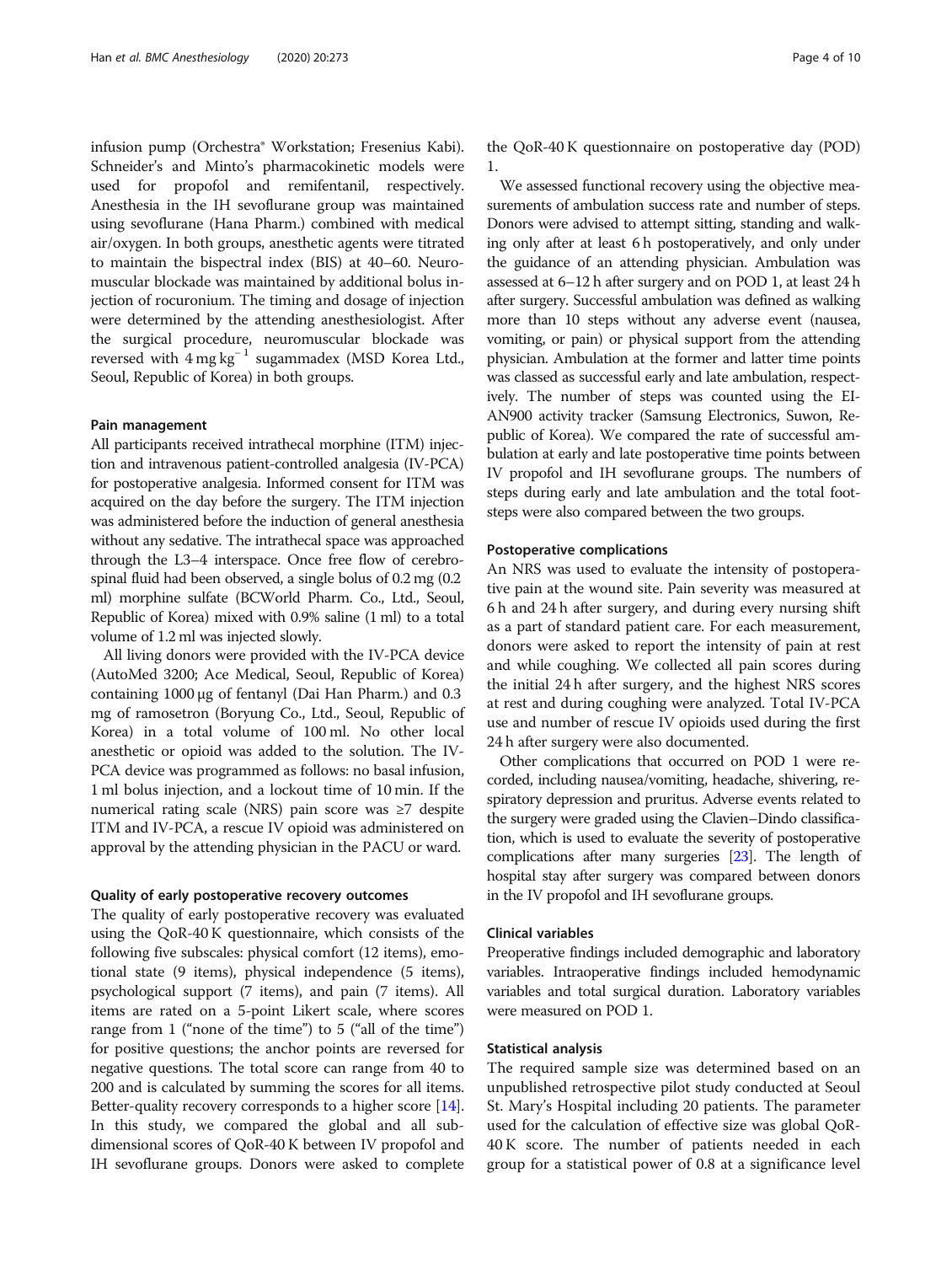infusion pump (Orchestra® Workstation; Fresenius Kabi). Schneider's and Minto's pharmacokinetic models were used for propofol and remifentanil, respectively. Anesthesia in the IH sevoflurane group was maintained using sevoflurane (Hana Pharm.) combined with medical air/oxygen. In both groups, anesthetic agents were titrated to maintain the bispectral index (BIS) at 40–60. Neuromuscular blockade was maintained by additional bolus injection of rocuronium. The timing and dosage of injection were determined by the attending anesthesiologist. After the surgical procedure, neuromuscular blockade was reversed with 4 mg $kg^{-1}$ sugammadex (MSD Korea Ltd., Seoul, Republic of Korea) in both groups.

### Pain management

All participants received intrathecal morphine (ITM) injection and intravenous patient-controlled analgesia (IV-PCA) for postoperative analgesia. Informed consent for ITM was acquired on the day before the surgery. The ITM injection was administered before the induction of general anesthesia without any sedative. The intrathecal space was approached through the L3–4 interspace. Once free flow of cerebrospinal fluid had been observed, a single bolus of 0.2 mg (0.2 ml) morphine sulfate (BCWorld Pharm. Co., Ltd., Seoul, Republic of Korea) mixed with 0.9% saline (1 ml) to a total volume of 1.2 ml was injected slowly.

All living donors were provided with the IV-PCA device (AutoMed 3200; Ace Medical, Seoul, Republic of Korea) containing 1000 μg of fentanyl (Dai Han Pharm.) and 0.3 mg of ramosetron (Boryung Co., Ltd., Seoul, Republic of Korea) in a total volume of 100 ml. No other local anesthetic or opioid was added to the solution. The IV-PCA device was programmed as follows: no basal infusion, 1 ml bolus injection, and a lockout time of 10 min. If the numerical rating scale (NRS) pain score was ≥7 despite ITM and IV-PCA, a rescue IV opioid was administered on approval by the attending physician in the PACU or ward.

### Quality of early postoperative recovery outcomes

The quality of early postoperative recovery was evaluated using the QoR-40 K questionnaire, which consists of the following five subscales: physical comfort (12 items), emotional state (9 items), physical independence (5 items), psychological support (7 items), and pain (7 items). All items are rated on a 5-point Likert scale, where scores range from 1 ("none of the time") to 5 ("all of the time") for positive questions; the anchor points are reversed for negative questions. The total score can range from 40 to 200 and is calculated by summing the scores for all items. Better-quality recovery corresponds to a higher score [14]. In this study, we compared the global and all sub-dimensional scores of QoR-40 K between IV propofol and IH sevoflurane groups. Donors were asked to complete the QoR-40 K questionnaire on postoperative day (POD) 1.

We assessed functional recovery using the objective measurements of ambulation success rate and number of steps. Donors were advised to attempt sitting, standing and walking only after at least 6 h postoperatively, and only under the guidance of an attending physician. Ambulation was assessed at 6–12 h after surgery and on POD 1, at least 24 h after surgery. Successful ambulation was defined as walking more than 10 steps without any adverse event (nausea, vomiting, or pain) or physical support from the attending physician. Ambulation at the former and latter time points was classed as successful early and late ambulation, respectively. The number of steps was counted using the EI-AN900 activity tracker (Samsung Electronics, Suwon, Republic of Korea). We compared the rate of successful ambulation at early and late postoperative time points between IV propofol and IH sevoflurane groups. The numbers of steps during early and late ambulation and the total footsteps were also compared between the two groups.

### Postoperative complications

An NRS was used to evaluate the intensity of postoperative pain at the wound site. Pain severity was measured at 6 h and 24 h after surgery, and during every nursing shift as a part of standard patient care. For each measurement, donors were asked to report the intensity of pain at rest and while coughing. We collected all pain scores during the initial 24 h after surgery, and the highest NRS scores at rest and during coughing were analyzed. Total IV-PCA use and number of rescue IV opioids used during the first 24 h after surgery were also documented.

Other complications that occurred on POD 1 were recorded, including nausea/vomiting, headache, shivering, respiratory depression and pruritus. Adverse events related to the surgery were graded using the Clavien–Dindo classification, which is used to evaluate the severity of postoperative complications after many surgeries [23]. The length of hospital stay after surgery was compared between donors in the IV propofol and IH sevoflurane groups.

### Clinical variables

Preoperative findings included demographic and laboratory variables. Intraoperative findings included hemodynamic variables and total surgical duration. Laboratory variables were measured on POD 1.

### Statistical analysis

The required sample size was determined based on an unpublished retrospective pilot study conducted at Seoul St. Mary's Hospital including 20 patients. The parameter used for the calculation of effective size was global QoR-40 K score. The number of patients needed in each group for a statistical power of 0.8 at a significance level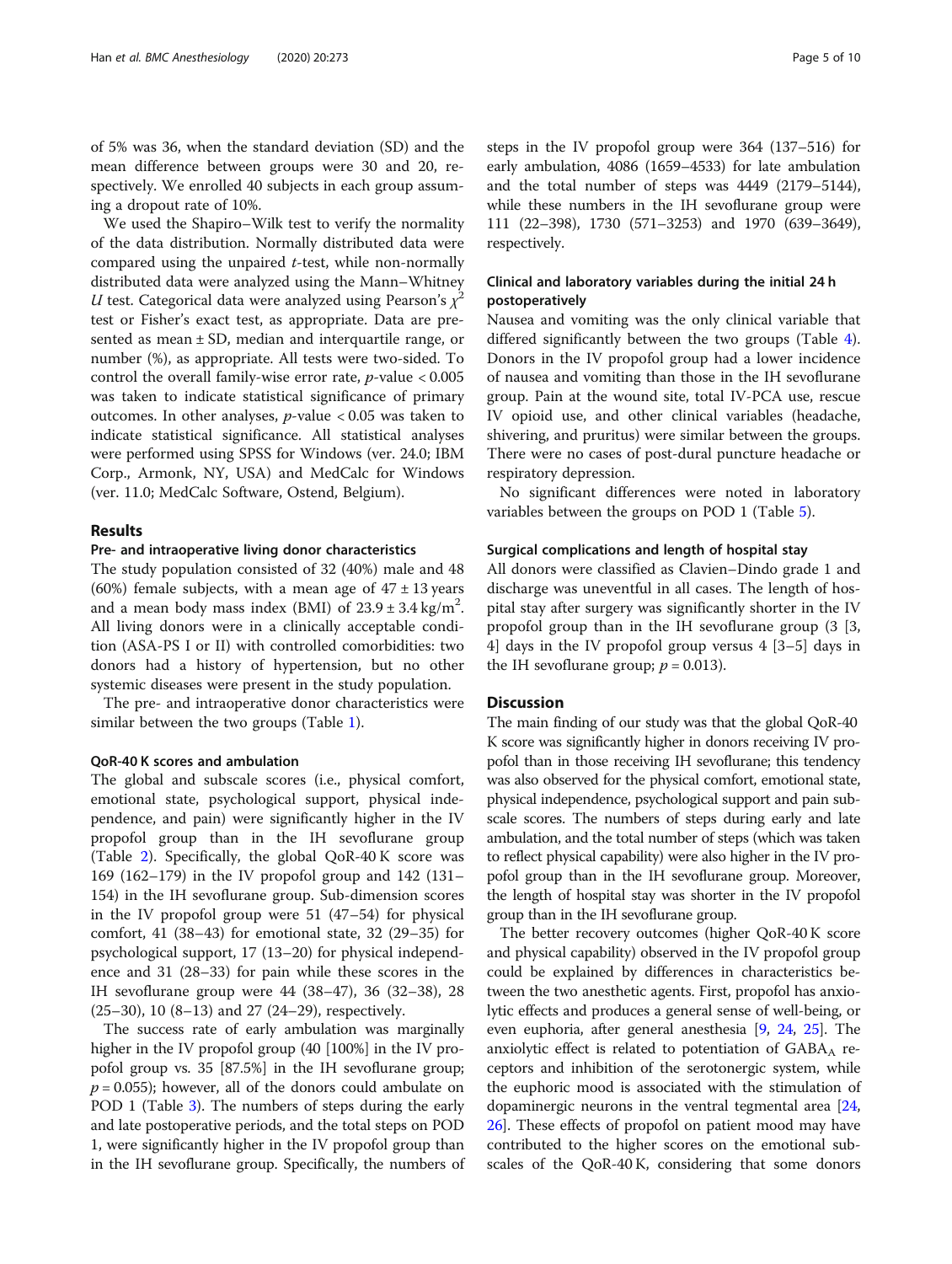of 5% was 36, when the standard deviation (SD) and the mean difference between groups were 30 and 20, respectively. We enrolled 40 subjects in each group assuming a dropout rate of 10%.

We used the Shapiro–Wilk test to verify the normality of the data distribution. Normally distributed data were compared using the unpaired *t*-test, while non-normally distributed data were analyzed using the Mann–Whitney *U* test. Categorical data were analyzed using Pearson's $\chi^2$ test or Fisher's exact test, as appropriate. Data are presented as mean ± SD, median and interquartile range, or number (%), as appropriate. All tests were two-sided. To control the overall family-wise error rate, $p$-value $< 0.005$ was taken to indicate statistical significance of primary outcomes. In other analyses, $p$-value $< 0.05$ was taken to indicate statistical significance. All statistical analyses were performed using SPSS for Windows (ver. 24.0; IBM Corp., Armonk, NY, USA) and MedCalc for Windows (ver. 11.0; MedCalc Software, Ostend, Belgium).

## Results

### Pre- and intraoperative living donor characteristics

The study population consisted of 32 (40%) male and 48 (60%) female subjects, with a mean age of 47 ± 13 years and a mean body mass index (BMI) of 23.9 ± 3.4 kg/m$^2$. All living donors were in a clinically acceptable condition (ASA-PS I or II) with controlled comorbidities: two donors had a history of hypertension, but no other systemic diseases were present in the study population.

The pre- and intraoperative donor characteristics were similar between the two groups (Table 1).

### QoR-40 K scores and ambulation

The global and subscale scores (i.e., physical comfort, emotional state, psychological support, physical independence, and pain) were significantly higher in the IV propofol group than in the IH sevoflurane group (Table 2). Specifically, the global QoR-40 K score was 169 (162–179) in the IV propofol group and 142 (131–154) in the IH sevoflurane group. Sub-dimension scores in the IV propofol group were 51 (47–54) for physical comfort, 41 (38–43) for emotional state, 32 (29–35) for psychological support, 17 (13–20) for physical independence and 31 (28–33) for pain while these scores in the IH sevoflurane group were 44 (38–47), 36 (32–38), 28 (25–30), 10 (8–13) and 27 (24–29), respectively.

The success rate of early ambulation was marginally higher in the IV propofol group (40 [100%] in the IV propofol group vs. 35 [87.5%] in the IH sevoflurane group; $p = 0.055$); however, all of the donors could ambulate on POD 1 (Table 3). The numbers of steps during the early and late postoperative periods, and the total steps on POD 1, were significantly higher in the IV propofol group than in the IH sevoflurane group. Specifically, the numbers of steps in the IV propofol group were 364 (137–516) for early ambulation, 4086 (1659–4533) for late ambulation and the total number of steps was 4449 (2179–5144), while these numbers in the IH sevoflurane group were 111 (22–398), 1730 (571–3253) and 1970 (639–3649), respectively.

### Clinical and laboratory variables during the initial 24 h postoperatively

Nausea and vomiting was the only clinical variable that differed significantly between the two groups (Table 4). Donors in the IV propofol group had a lower incidence of nausea and vomiting than those in the IH sevoflurane group. Pain at the wound site, total IV-PCA use, rescue IV opioid use, and other clinical variables (headache, shivering, and pruritus) were similar between the groups. There were no cases of post-dural puncture headache or respiratory depression.

No significant differences were noted in laboratory variables between the groups on POD 1 (Table 5).

### Surgical complications and length of hospital stay

All donors were classified as Clavien–Dindo grade 1 and discharge was uneventful in all cases. The length of hospital stay after surgery was significantly shorter in the IV propofol group than in the IH sevoflurane group (3 [3, 4] days in the IV propofol group versus 4 [3–5] days in the IH sevoflurane group; $p = 0.013$).

## Discussion

The main finding of our study was that the global QoR-40 K score was significantly higher in donors receiving IV propofol than in those receiving IH sevoflurane; this tendency was also observed for the physical comfort, emotional state, physical independence, psychological support and pain subscale scores. The numbers of steps during early and late ambulation, and the total number of steps (which was taken to reflect physical capability) were also higher in the IV propofol group than in the IH sevoflurane group. Moreover, the length of hospital stay was shorter in the IV propofol group than in the IH sevoflurane group.

The better recovery outcomes (higher QoR-40 K score and physical capability) observed in the IV propofol group could be explained by differences in characteristics between the two anesthetic agents. First, propofol has anxiolytic effects and produces a general sense of well-being, or even euphoria, after general anesthesia [9, 24, 25]. The anxiolytic effect is related to potentiation of $GABA_A$ receptors and inhibition of the serotonergic system, while the euphoric mood is associated with the stimulation of dopaminergic neurons in the ventral tegmental area [24, 26]. These effects of propofol on patient mood may have contributed to the higher scores on the emotional subscales of the QoR-40 K, considering that some donors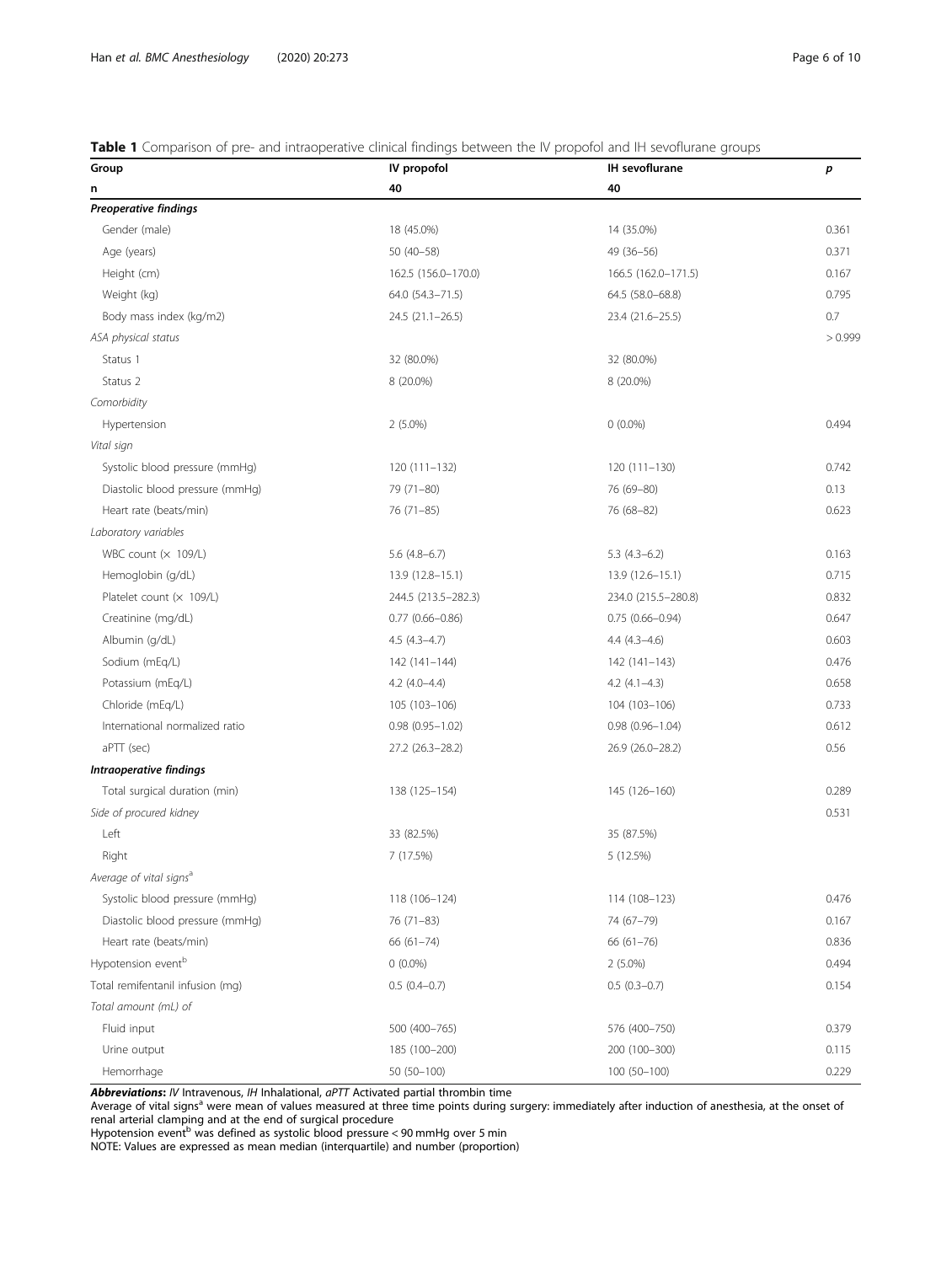**Table 1** Comparison of pre- and intraoperative clinical findings between the IV propofol and IH sevoflurane groups

| Group | IV propofol | IH sevoflurane | *p* |
|---|---|---|---|
| n | 40 | 40 | |
| ***Preoperative findings*** | | | |
| Gender (male) | 18 (45.0%) | 14 (35.0%) | 0.361 |
| Age (years) | 50 (40–58) | 49 (36–56) | 0.371 |
| Height (cm) | 162.5 (156.0–170.0) | 166.5 (162.0–171.5) | 0.167 |
| Weight (kg) | 64.0 (54.3–71.5) | 64.5 (58.0–68.8) | 0.795 |
| Body mass index (kg/m2) | 24.5 (21.1–26.5) | 23.4 (21.6–25.5) | 0.7 |
| *ASA physical status* | | | > 0.999 |
| Status 1 | 32 (80.0%) | 32 (80.0%) | |
| Status 2 | 8 (20.0%) | 8 (20.0%) | |
| *Comorbidity* | | | |
| Hypertension | 2 (5.0%) | 0 (0.0%) | 0.494 |
| *Vital sign* | | | |
| Systolic blood pressure (mmHg) | 120 (111–132) | 120 (111–130) | 0.742 |
| Diastolic blood pressure (mmHg) | 79 (71–80) | 76 (69–80) | 0.13 |
| Heart rate (beats/min) | 76 (71–85) | 76 (68–82) | 0.623 |
| *Laboratory variables* | | | |
| WBC count (× 109/L) | 5.6 (4.8–6.7) | 5.3 (4.3–6.2) | 0.163 |
| Hemoglobin (g/dL) | 13.9 (12.8–15.1) | 13.9 (12.6–15.1) | 0.715 |
| Platelet count (× 109/L) | 244.5 (213.5–282.3) | 234.0 (215.5–280.8) | 0.832 |
| Creatinine (mg/dL) | 0.77 (0.66–0.86) | 0.75 (0.66–0.94) | 0.647 |
| Albumin (g/dL) | 4.5 (4.3–4.7) | 4.4 (4.3–4.6) | 0.603 |
| Sodium (mEq/L) | 142 (141–144) | 142 (141–143) | 0.476 |
| Potassium (mEq/L) | 4.2 (4.0–4.4) | 4.2 (4.1–4.3) | 0.658 |
| Chloride (mEq/L) | 105 (103–106) | 104 (103–106) | 0.733 |
| International normalized ratio | 0.98 (0.95–1.02) | 0.98 (0.96–1.04) | 0.612 |
| aPTT (sec) | 27.2 (26.3–28.2) | 26.9 (26.0–28.2) | 0.56 |
| ***Intraoperative findings*** | | | |
| Total surgical duration (min) | 138 (125–154) | 145 (126–160) | 0.289 |
| *Side of procured kidney* | | | 0.531 |
| Left | 33 (82.5%) | 35 (87.5%) | |
| Right | 7 (17.5%) | 5 (12.5%) | |
| *Average of vital signs*[a] | | | |
| Systolic blood pressure (mmHg) | 118 (106–124) | 114 (108–123) | 0.476 |
| Diastolic blood pressure (mmHg) | 76 (71–83) | 74 (67–79) | 0.167 |
| Heart rate (beats/min) | 66 (61–74) | 66 (61–76) | 0.836 |
| Hypotension event[b] | 0 (0.0%) | 2 (5.0%) | 0.494 |
| Total remifentanil infusion (mg) | 0.5 (0.4–0.7) | 0.5 (0.3–0.7) | 0.154 |
| *Total amount (mL) of* | | | |
| Fluid input | 500 (400–765) | 576 (400–750) | 0.379 |
| Urine output | 185 (100–200) | 200 (100–300) | 0.115 |
| Hemorrhage | 50 (50–100) | 100 (50–100) | 0.229 |

***Abbreviations***: *IV* Intravenous, *IH* Inhalational, *aPTT* Activated partial thrombin time
Average of vital signs[a] were mean of values measured at three time points during surgery: immediately after induction of anesthesia, at the onset of renal arterial clamping and at the end of surgical procedure
Hypotension event[b] was defined as systolic blood pressure < 90 mmHg over 5 min
NOTE: Values are expressed as mean median (interquartile) and number (proportion)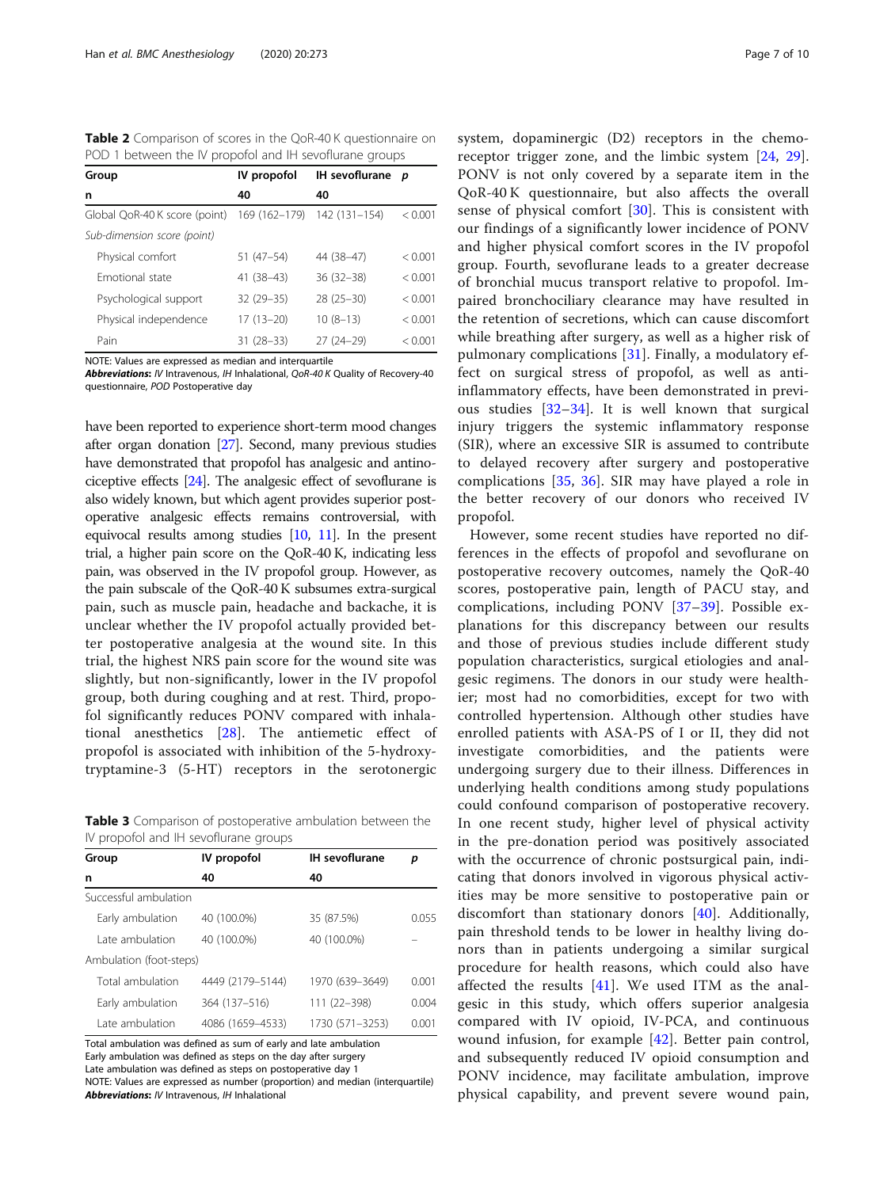**Table 2** Comparison of scores in the QoR-40 K questionnaire on POD 1 between the IV propofol and IH sevoflurane groups

| Group | IV propofol | IH sevoflurane | p |
|---|---|---|---|
| n | 40 | 40 | |
| Global QoR-40 K score (point) | 169 (162–179) | 142 (131–154) | < 0.001 |
| *Sub-dimension score (point)* | | | |
| Physical comfort | 51 (47–54) | 44 (38–47) | < 0.001 |
| Emotional state | 41 (38–43) | 36 (32–38) | < 0.001 |
| Psychological support | 32 (29–35) | 28 (25–30) | < 0.001 |
| Physical independence | 17 (13–20) | 10 (8–13) | < 0.001 |
| Pain | 31 (28–33) | 27 (24–29) | < 0.001 |

NOTE: Values are expressed as median and interquartile

***Abbreviations:*** *IV* Intravenous, *IH* Inhalational, *QoR-40 K* Quality of Recovery-40 questionnaire, *POD* Postoperative day

have been reported to experience short-term mood changes after organ donation [27]. Second, many previous studies have demonstrated that propofol has analgesic and antinociceptive effects [24]. The analgesic effect of sevoflurane is also widely known, but which agent provides superior postoperative analgesic effects remains controversial, with equivocal results among studies [10, 11]. In the present trial, a higher pain score on the QoR-40 K, indicating less pain, was observed in the IV propofol group. However, as the pain subscale of the QoR-40 K subsumes extra-surgical pain, such as muscle pain, headache and backache, it is unclear whether the IV propofol actually provided better postoperative analgesia at the wound site. In this trial, the highest NRS pain score for the wound site was slightly, but non-significantly, lower in the IV propofol group, both during coughing and at rest. Third, propofol significantly reduces PONV compared with inhalational anesthetics [28]. The antiemetic effect of propofol is associated with inhibition of the 5-hydroxytryptamine-3 (5-HT) receptors in the serotonergic system, dopaminergic (D2) receptors in the chemoreceptor trigger zone, and the limbic system [24, 29]. PONV is not only covered by a separate item in the QoR-40 K questionnaire, but also affects the overall sense of physical comfort [30]. This is consistent with our findings of a significantly lower incidence of PONV and higher physical comfort scores in the IV propofol group. Fourth, sevoflurane leads to a greater decrease of bronchial mucus transport relative to propofol. Impaired bronchociliary clearance may have resulted in the retention of secretions, which can cause discomfort while breathing after surgery, as well as a higher risk of pulmonary complications [31]. Finally, a modulatory effect on surgical stress of propofol, as well as anti-inflammatory effects, have been demonstrated in previous studies [32–34]. It is well known that surgical injury triggers the systemic inflammatory response (SIR), where an excessive SIR is assumed to contribute to delayed recovery after surgery and postoperative complications [35, 36]. SIR may have played a role in the better recovery of our donors who received IV propofol.

**Table 3** Comparison of postoperative ambulation between the IV propofol and IH sevoflurane groups

| Group | IV propofol | IH sevoflurane | p |
|---|---|---|---|
| n | 40 | 40 | |
| Successful ambulation | | | |
| Early ambulation | 40 (100.0%) | 35 (87.5%) | 0.055 |
| Late ambulation | 40 (100.0%) | 40 (100.0%) | – |
| Ambulation (foot-steps) | | | |
| Total ambulation | 4449 (2179–5144) | 1970 (639–3649) | 0.001 |
| Early ambulation | 364 (137–516) | 111 (22–398) | 0.004 |
| Late ambulation | 4086 (1659–4533) | 1730 (571–3253) | 0.001 |

Total ambulation was defined as sum of early and late ambulation
Early ambulation was defined as steps on the day after surgery
Late ambulation was defined as steps on postoperative day 1
NOTE: Values are expressed as number (proportion) and median (interquartile)
***Abbreviations:*** *IV* Intravenous, *IH* Inhalational

However, some recent studies have reported no differences in the effects of propofol and sevoflurane on postoperative recovery outcomes, namely the QoR-40 scores, postoperative pain, length of PACU stay, and complications, including PONV [37–39]. Possible explanations for this discrepancy between our results and those of previous studies include different study population characteristics, surgical etiologies and analgesic regimens. The donors in our study were healthier; most had no comorbidities, except for two with controlled hypertension. Although other studies have enrolled patients with ASA-PS of I or II, they did not investigate comorbidities, and the patients were undergoing surgery due to their illness. Differences in underlying health conditions among study populations could confound comparison of postoperative recovery. In one recent study, higher level of physical activity in the pre-donation period was positively associated with the occurrence of chronic postsurgical pain, indicating that donors involved in vigorous physical activities may be more sensitive to postoperative pain or discomfort than stationary donors [40]. Additionally, pain threshold tends to be lower in healthy living donors than in patients undergoing a similar surgical procedure for health reasons, which could also have affected the results [41]. We used ITM as the analgesic in this study, which offers superior analgesia compared with IV opioid, IV-PCA, and continuous wound infusion, for example [42]. Better pain control, and subsequently reduced IV opioid consumption and PONV incidence, may facilitate ambulation, improve physical capability, and prevent severe wound pain,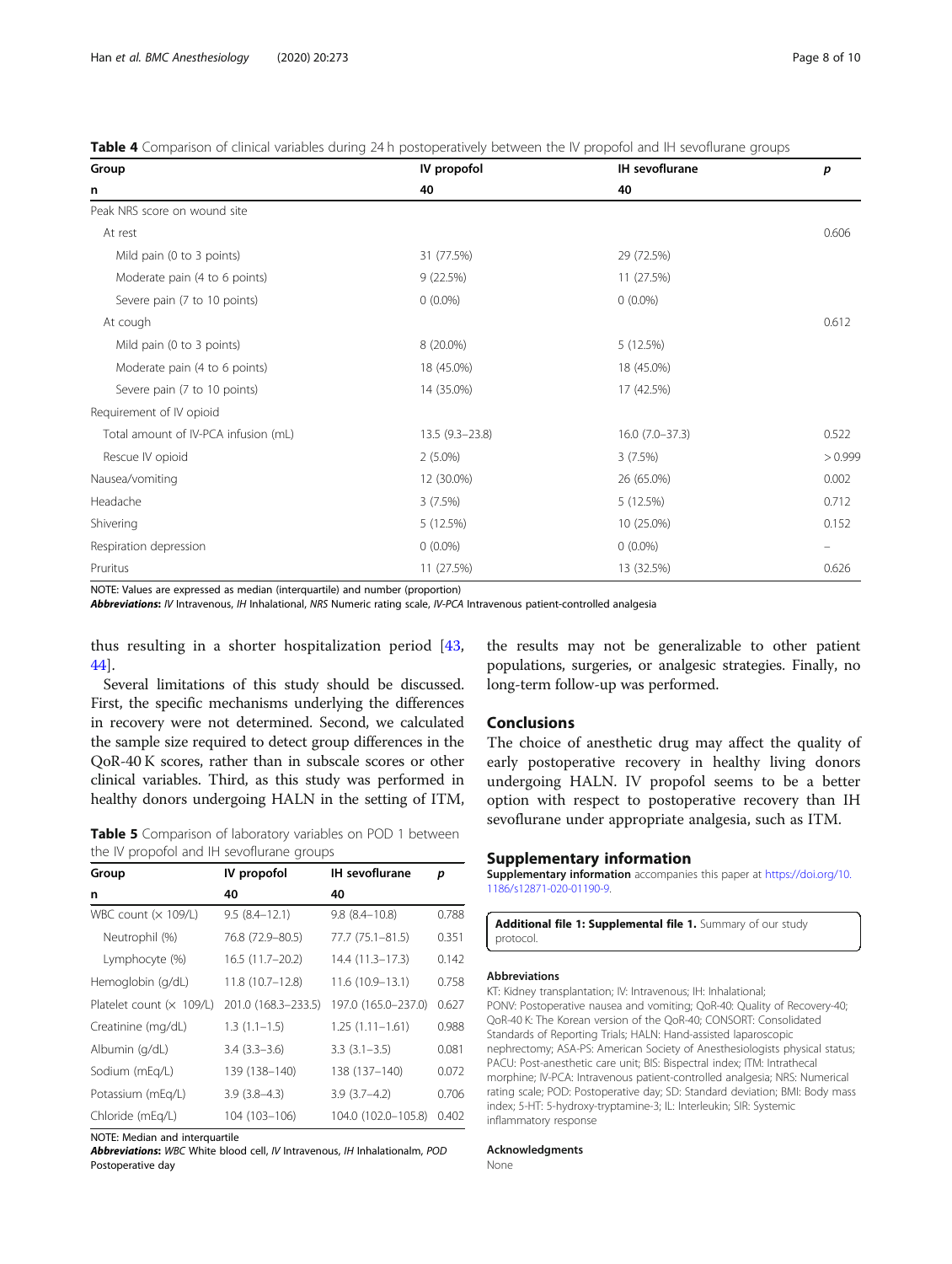**Table 4** Comparison of clinical variables during 24 h postoperatively between the IV propofol and IH sevoflurane groups

| Group | IV propofol | IH sevoflurane | *p* |
|---|---|---|---|
| n | 40 | 40 | |
| Peak NRS score on wound site | | | |
| At rest | | | 0.606 |
| Mild pain (0 to 3 points) | 31 (77.5%) | 29 (72.5%) | |
| Moderate pain (4 to 6 points) | 9 (22.5%) | 11 (27.5%) | |
| Severe pain (7 to 10 points) | 0 (0.0%) | 0 (0.0%) | |
| At cough | | | 0.612 |
| Mild pain (0 to 3 points) | 8 (20.0%) | 5 (12.5%) | |
| Moderate pain (4 to 6 points) | 18 (45.0%) | 18 (45.0%) | |
| Severe pain (7 to 10 points) | 14 (35.0%) | 17 (42.5%) | |
| Requirement of IV opioid | | | |
| Total amount of IV-PCA infusion (mL) | 13.5 (9.3–23.8) | 16.0 (7.0–37.3) | 0.522 |
| Rescue IV opioid | 2 (5.0%) | 3 (7.5%) | > 0.999 |
| Nausea/vomiting | 12 (30.0%) | 26 (65.0%) | 0.002 |
| Headache | 3 (7.5%) | 5 (12.5%) | 0.712 |
| Shivering | 5 (12.5%) | 10 (25.0%) | 0.152 |
| Respiration depression | 0 (0.0%) | 0 (0.0%) | – |
| Pruritus | 11 (27.5%) | 13 (32.5%) | 0.626 |

NOTE: Values are expressed as median (interquartile) and number (proportion)

***Abbreviations***: *IV* Intravenous, *IH* Inhalational, *NRS* Numeric rating scale, *IV-PCA* Intravenous patient-controlled analgesia

thus resulting in a shorter hospitalization period [43, 44].

Several limitations of this study should be discussed. First, the specific mechanisms underlying the differences in recovery were not determined. Second, we calculated the sample size required to detect group differences in the QoR-40 K scores, rather than in subscale scores or other clinical variables. Third, as this study was performed in healthy donors undergoing HALN in the setting of ITM, the results may not be generalizable to other patient populations, surgeries, or analgesic strategies. Finally, no long-term follow-up was performed.

**Table 5** Comparison of laboratory variables on POD 1 between the IV propofol and IH sevoflurane groups

| Group | IV propofol | IH sevoflurane | *p* |
|---|---|---|---|
| n | 40 | 40 | |
| WBC count (× 109/L) | 9.5 (8.4–12.1) | 9.8 (8.4–10.8) | 0.788 |
| Neutrophil (%) | 76.8 (72.9–80.5) | 77.7 (75.1–81.5) | 0.351 |
| Lymphocyte (%) | 16.5 (11.7–20.2) | 14.4 (11.3–17.3) | 0.142 |
| Hemoglobin (g/dL) | 11.8 (10.7–12.8) | 11.6 (10.9–13.1) | 0.758 |
| Platelet count (× 109/L) | 201.0 (168.3–233.5) | 197.0 (165.0–237.0) | 0.627 |
| Creatinine (mg/dL) | 1.3 (1.1–1.5) | 1.25 (1.11–1.61) | 0.988 |
| Albumin (g/dL) | 3.4 (3.3–3.6) | 3.3 (3.1–3.5) | 0.081 |
| Sodium (mEq/L) | 139 (138–140) | 138 (137–140) | 0.072 |
| Potassium (mEq/L) | 3.9 (3.8–4.3) | 3.9 (3.7–4.2) | 0.706 |
| Chloride (mEq/L) | 104 (103–106) | 104.0 (102.0–105.8) | 0.402 |

NOTE: Median and interquartile

***Abbreviations***: *WBC* White blood cell, *IV* Intravenous, *IH* Inhalationalm, *POD* Postoperative day

## Conclusions

The choice of anesthetic drug may affect the quality of early postoperative recovery in healthy living donors undergoing HALN. IV propofol seems to be a better option with respect to postoperative recovery than IH sevoflurane under appropriate analgesia, such as ITM.

## Supplementary information

**Supplementary information** accompanies this paper at https://doi.org/10.1186/s12871-020-01190-9.

**Additional file 1: Supplemental file 1.** Summary of our study protocol.

### Abbreviations

KT: Kidney transplantation; IV: Intravenous; IH: Inhalational; PONV: Postoperative nausea and vomiting; QoR-40: Quality of Recovery-40; QoR-40 K: The Korean version of the QoR-40; CONSORT: Consolidated Standards of Reporting Trials; HALN: Hand-assisted laparoscopic nephrectomy; ASA-PS: American Society of Anesthesiologists physical status; PACU: Post-anesthetic care unit; BIS: Bispectral index; ITM: Intrathecal morphine; IV-PCA: Intravenous patient-controlled analgesia; NRS: Numerical rating scale; POD: Postoperative day; SD: Standard deviation; BMI: Body mass index; 5-HT: 5-hydroxy-tryptamine-3; IL: Interleukin; SIR: Systemic inflammatory response

### Acknowledgments

None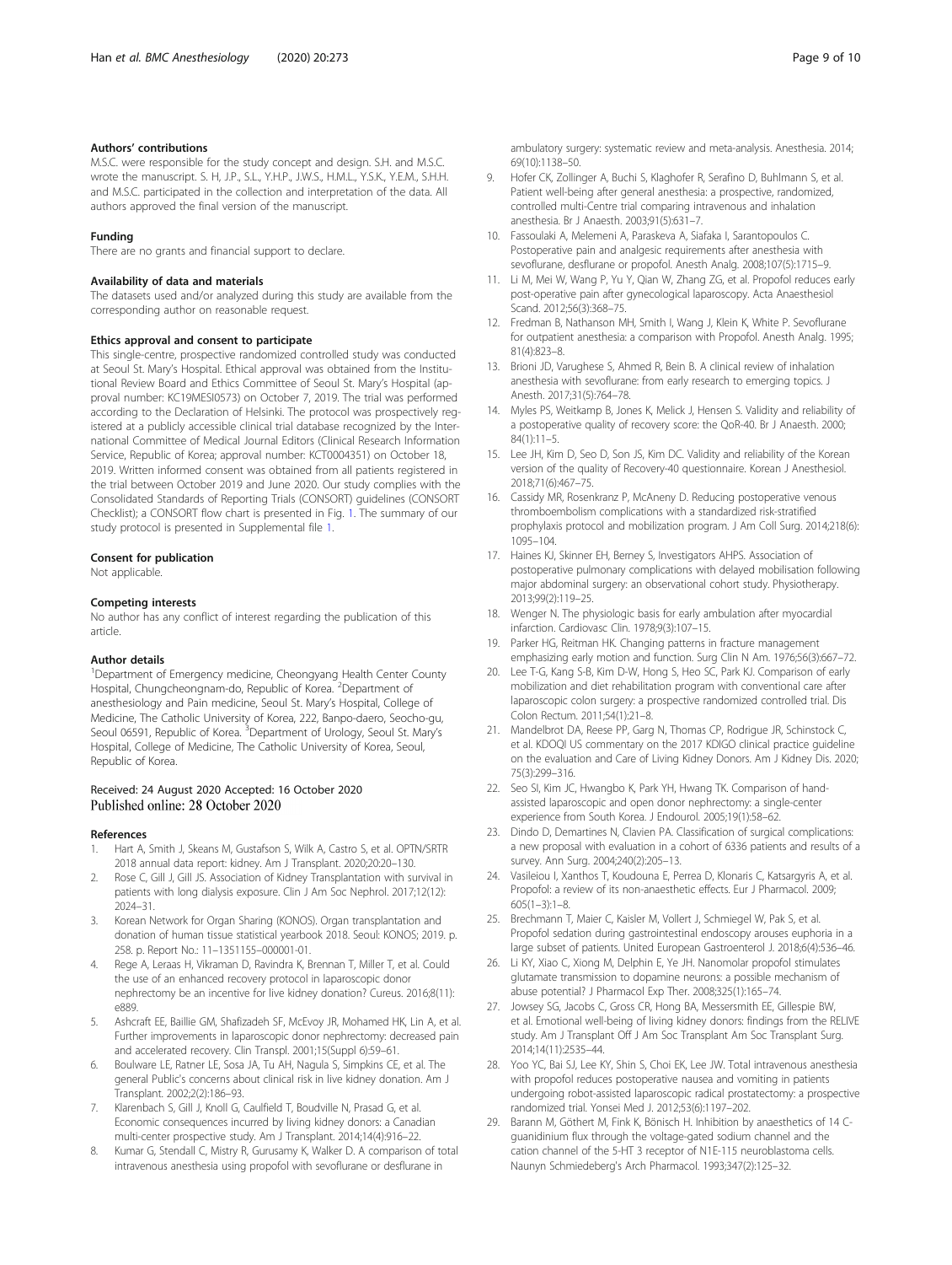### Authors' contributions

M.S.C. were responsible for the study concept and design. S.H. and M.S.C. wrote the manuscript. S. H, J.P., S.L., Y.H.P., J.W.S., H.M.L., Y.S.K., Y.E.M., S.H.H. and M.S.C. participated in the collection and interpretation of the data. All authors approved the final version of the manuscript.

### Funding

There are no grants and financial support to declare.

### Availability of data and materials

The datasets used and/or analyzed during this study are available from the corresponding author on reasonable request.

### Ethics approval and consent to participate

This single-centre, prospective randomized controlled study was conducted at Seoul St. Mary's Hospital. Ethical approval was obtained from the Institutional Review Board and Ethics Committee of Seoul St. Mary's Hospital (approval number: KC19MESI0573) on October 7, 2019. The trial was performed according to the Declaration of Helsinki. The protocol was prospectively registered at a publicly accessible clinical trial database recognized by the International Committee of Medical Journal Editors (Clinical Research Information Service, Republic of Korea; approval number: KCT0004351) on October 18, 2019. Written informed consent was obtained from all patients registered in the trial between October 2019 and June 2020. Our study complies with the Consolidated Standards of Reporting Trials (CONSORT) guidelines (CONSORT Checklist); a CONSORT flow chart is presented in Fig. 1. The summary of our study protocol is presented in Supplemental file 1.

### Consent for publication

Not applicable.

### Competing interests

No author has any conflict of interest regarding the publication of this article.

### Author details

[1]Department of Emergency medicine, Cheongyang Health Center County Hospital, Chungcheongnam-do, Republic of Korea. [2]Department of anesthesiology and Pain medicine, Seoul St. Mary's Hospital, College of Medicine, The Catholic University of Korea, 222, Banpo-daero, Seocho-gu, Seoul 06591, Republic of Korea. [3]Department of Urology, Seoul St. Mary's Hospital, College of Medicine, The Catholic University of Korea, Seoul, Republic of Korea.

Received: 24 August 2020 Accepted: 16 October 2020
Published online: 28 October 2020

### References

1. Hart A, Smith J, Skeans M, Gustafson S, Wilk A, Castro S, et al. OPTN/SRTR 2018 annual data report: kidney. Am J Transplant. 2020;20:20–130.
2. Rose C, Gill J, Gill JS. Association of Kidney Transplantation with survival in patients with long dialysis exposure. Clin J Am Soc Nephrol. 2017;12(12): 2024–31.
3. Korean Network for Organ Sharing (KONOS). Organ transplantation and donation of human tissue statistical yearbook 2018. Seoul: KONOS; 2019. p. 258. p. Report No.: 11–1351155–000001-01.
4. Rege A, Leraas H, Vikraman D, Ravindra K, Brennan T, Miller T, et al. Could the use of an enhanced recovery protocol in laparoscopic donor nephrectomy be an incentive for live kidney donation? Cureus. 2016;8(11): e889.
5. Ashcraft EE, Baillie GM, Shafizadeh SF, McEvoy JR, Mohamed HK, Lin A, et al. Further improvements in laparoscopic donor nephrectomy: decreased pain and accelerated recovery. Clin Transpl. 2001;15(Suppl 6):59–61.
6. Boulware LE, Ratner LE, Sosa JA, Tu AH, Nagula S, Simpkins CE, et al. The general Public's concerns about clinical risk in live kidney donation. Am J Transplant. 2002;2(2):186–93.
7. Klarenbach S, Gill J, Knoll G, Caulfield T, Boudville N, Prasad G, et al. Economic consequences incurred by living kidney donors: a Canadian multi-center prospective study. Am J Transplant. 2014;14(4):916–22.
8. Kumar G, Stendall C, Mistry R, Gurusamy K, Walker D. A comparison of total intravenous anesthesia using propofol with sevoflurane or desflurane in ambulatory surgery: systematic review and meta-analysis. Anesthesia. 2014; 69(10):1138–50.
9. Hofer CK, Zollinger A, Buchi S, Klaghofer R, Serafino D, Buhlmann S, et al. Patient well-being after general anesthesia: a prospective, randomized, controlled multi-Centre trial comparing intravenous and inhalation anesthesia. Br J Anaesth. 2003;91(5):631–7.
10. Fassoulaki A, Melemeni A, Paraskeva A, Siafaka I, Sarantopoulos C. Postoperative pain and analgesic requirements after anesthesia with sevoflurane, desflurane or propofol. Anesth Analg. 2008;107(5):1715–9.
11. Li M, Mei W, Wang P, Yu Y, Qian W, Zhang ZG, et al. Propofol reduces early post-operative pain after gynecological laparoscopy. Acta Anaesthesiol Scand. 2012;56(3):368–75.
12. Fredman B, Nathanson MH, Smith I, Wang J, Klein K, White P. Sevoflurane for outpatient anesthesia: a comparison with Propofol. Anesth Analg. 1995; 81(4):823–8.
13. Brioni JD, Varughese S, Ahmed R, Bein B. A clinical review of inhalation anesthesia with sevoflurane: from early research to emerging topics. J Anesth. 2017;31(5):764–78.
14. Myles PS, Weitkamp B, Jones K, Melick J, Hensen S. Validity and reliability of a postoperative quality of recovery score: the QoR-40. Br J Anaesth. 2000; 84(1):11–5.
15. Lee JH, Kim D, Seo D, Son JS, Kim DC. Validity and reliability of the Korean version of the quality of Recovery-40 questionnaire. Korean J Anesthesiol. 2018;71(6):467–75.
16. Cassidy MR, Rosenkranz P, McAneny D. Reducing postoperative venous thromboembolism complications with a standardized risk-stratified prophylaxis protocol and mobilization program. J Am Coll Surg. 2014;218(6): 1095–104.
17. Haines KJ, Skinner EH, Berney S, Investigators AHPS. Association of postoperative pulmonary complications with delayed mobilisation following major abdominal surgery: an observational cohort study. Physiotherapy. 2013;99(2):119–25.
18. Wenger N. The physiologic basis for early ambulation after myocardial infarction. Cardiovasc Clin. 1978;9(3):107–15.
19. Parker HG, Reitman HK. Changing patterns in fracture management emphasizing early motion and function. Surg Clin N Am. 1976;56(3):667–72.
20. Lee T-G, Kang S-B, Kim D-W, Hong S, Heo SC, Park KJ. Comparison of early mobilization and diet rehabilitation program with conventional care after laparoscopic colon surgery: a prospective randomized controlled trial. Dis Colon Rectum. 2011;54(1):21–8.
21. Mandelbrot DA, Reese PP, Garg N, Thomas CP, Rodrigue JR, Schinstock C, et al. KDOQI US commentary on the 2017 KDIGO clinical practice guideline on the evaluation and Care of Living Kidney Donors. Am J Kidney Dis. 2020; 75(3):299–316.
22. Seo SI, Kim JC, Hwangbo K, Park YH, Hwang TK. Comparison of hand-assisted laparoscopic and open donor nephrectomy: a single-center experience from South Korea. J Endourol. 2005;19(1):58–62.
23. Dindo D, Demartines N, Clavien PA. Classification of surgical complications: a new proposal with evaluation in a cohort of 6336 patients and results of a survey. Ann Surg. 2004;240(2):205–13.
24. Vasileiou I, Xanthos T, Koudouna E, Perrea D, Klonaris C, Katsargyris A, et al. Propofol: a review of its non-anaesthetic effects. Eur J Pharmacol. 2009; 605(1–3):1–8.
25. Brechmann T, Maier C, Kaisler M, Vollert J, Schmiegel W, Pak S, et al. Propofol sedation during gastrointestinal endoscopy arouses euphoria in a large subset of patients. United European Gastroenterol J. 2018;6(4):536–46.
26. Li KY, Xiao C, Xiong M, Delphin E, Ye JH. Nanomolar propofol stimulates glutamate transmission to dopamine neurons: a possible mechanism of abuse potential? J Pharmacol Exp Ther. 2008;325(1):165–74.
27. Jowsey SG, Jacobs C, Gross CR, Hong BA, Messersmith EE, Gillespie BW, et al. Emotional well-being of living kidney donors: findings from the RELIVE study. Am J Transplant Off J Am Soc Transplant Am Soc Transplant Surg. 2014;14(11):2535–44.
28. Yoo YC, Bai SJ, Lee KY, Shin S, Choi EK, Lee JW. Total intravenous anesthesia with propofol reduces postoperative nausea and vomiting in patients undergoing robot-assisted laparoscopic radical prostatectomy: a prospective randomized trial. Yonsei Med J. 2012;53(6):1197–202.
29. Barann M, Göthert M, Fink K, Bönisch H. Inhibition by anaesthetics of 14 C-guanidinium flux through the voltage-gated sodium channel and the cation channel of the 5-HT 3 receptor of N1E-115 neuroblastoma cells. Naunyn Schmiedeberg's Arch Pharmacol. 1993;347(2):125–32.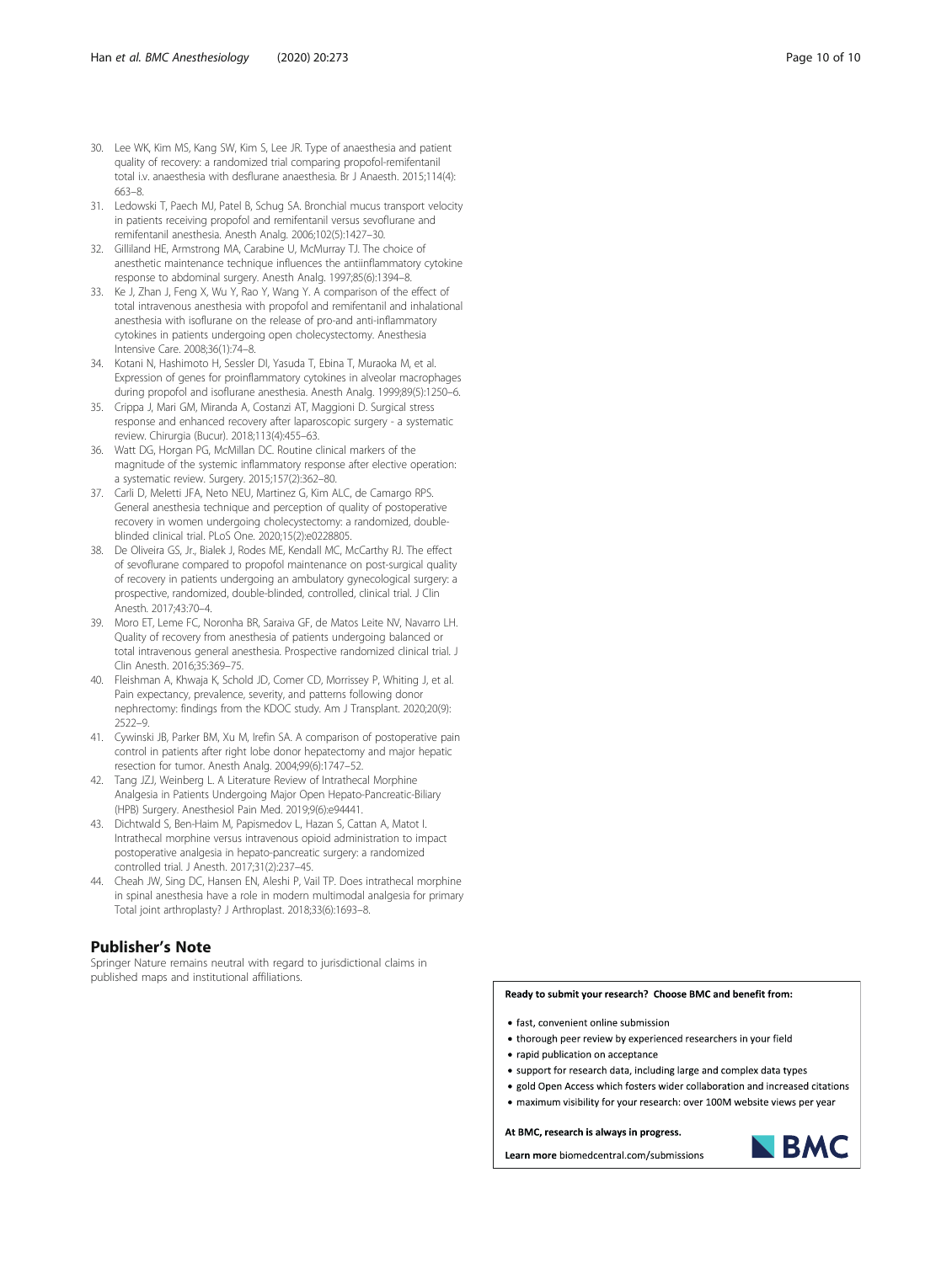30. Lee WK, Kim MS, Kang SW, Kim S, Lee JR. Type of anaesthesia and patient quality of recovery: a randomized trial comparing propofol-remifentanil total i.v. anaesthesia with desflurane anaesthesia. Br J Anaesth. 2015;114(4):663–8.
31. Ledowski T, Paech MJ, Patel B, Schug SA. Bronchial mucus transport velocity in patients receiving propofol and remifentanil versus sevoflurane and remifentanil anesthesia. Anesth Analg. 2006;102(5):1427–30.
32. Gilliland HE, Armstrong MA, Carabine U, McMurray TJ. The choice of anesthetic maintenance technique influences the antiinflammatory cytokine response to abdominal surgery. Anesth Analg. 1997;85(6):1394–8.
33. Ke J, Zhan J, Feng X, Wu Y, Rao Y, Wang Y. A comparison of the effect of total intravenous anesthesia with propofol and remifentanil and inhalational anesthesia with isoflurane on the release of pro-and anti-inflammatory cytokines in patients undergoing open cholecystectomy. Anesthesia Intensive Care. 2008;36(1):74–8.
34. Kotani N, Hashimoto H, Sessler DI, Yasuda T, Ebina T, Muraoka M, et al. Expression of genes for proinflammatory cytokines in alveolar macrophages during propofol and isoflurane anesthesia. Anesth Analg. 1999;89(5):1250–6.
35. Crippa J, Mari GM, Miranda A, Costanzi AT, Maggioni D. Surgical stress response and enhanced recovery after laparoscopic surgery - a systematic review. Chirurgia (Bucur). 2018;113(4):455–63.
36. Watt DG, Horgan PG, McMillan DC. Routine clinical markers of the magnitude of the systemic inflammatory response after elective operation: a systematic review. Surgery. 2015;157(2):362–80.
37. Carli D, Meletti JFA, Neto NEU, Martinez G, Kim ALC, de Camargo RPS. General anesthesia technique and perception of quality of postoperative recovery in women undergoing cholecystectomy: a randomized, double-blinded clinical trial. PLoS One. 2020;15(2):e0228805.
38. De Oliveira GS, Jr., Bialek J, Rodes ME, Kendall MC, McCarthy RJ. The effect of sevoflurane compared to propofol maintenance on post-surgical quality of recovery in patients undergoing an ambulatory gynecological surgery: a prospective, randomized, double-blinded, controlled, clinical trial. J Clin Anesth. 2017;43:70–4.
39. Moro ET, Leme FC, Noronha BR, Saraiva GF, de Matos Leite NV, Navarro LH. Quality of recovery from anesthesia of patients undergoing balanced or total intravenous general anesthesia. Prospective randomized clinical trial. J Clin Anesth. 2016;35:369–75.
40. Fleishman A, Khwaja K, Schold JD, Comer CD, Morrissey P, Whiting J, et al. Pain expectancy, prevalence, severity, and patterns following donor nephrectomy: findings from the KDOC study. Am J Transplant. 2020;20(9):2522–9.
41. Cywinski JB, Parker BM, Xu M, Irefin SA. A comparison of postoperative pain control in patients after right lobe donor hepatectomy and major hepatic resection for tumor. Anesth Analg. 2004;99(6):1747–52.
42. Tang JZJ, Weinberg L. A Literature Review of Intrathecal Morphine Analgesia in Patients Undergoing Major Open Hepato-Pancreatic-Biliary (HPB) Surgery. Anesthesiol Pain Med. 2019;9(6):e94441.
43. Dichtwald S, Ben-Haim M, Papismedov L, Hazan S, Cattan A, Matot I. Intrathecal morphine versus intravenous opioid administration to impact postoperative analgesia in hepato-pancreatic surgery: a randomized controlled trial. J Anesth. 2017;31(2):237–45.
44. Cheah JW, Sing DC, Hansen EN, Aleshi P, Vail TP. Does intrathecal morphine in spinal anesthesia have a role in modern multimodal analgesia for primary Total joint arthroplasty? J Arthroplast. 2018;33(6):1693–8.

## Publisher's Note

Springer Nature remains neutral with regard to jurisdictional claims in published maps and institutional affiliations.

**Ready to submit your research? Choose BMC and benefit from:**

- fast, convenient online submission
- thorough peer review by experienced researchers in your field
- rapid publication on acceptance
- support for research data, including large and complex data types
- gold Open Access which fosters wider collaboration and increased citations
- maximum visibility for your research: over 100M website views per year

**At BMC, research is always in progress.**

**Learn more** biomedcentral.com/submissions

BMC